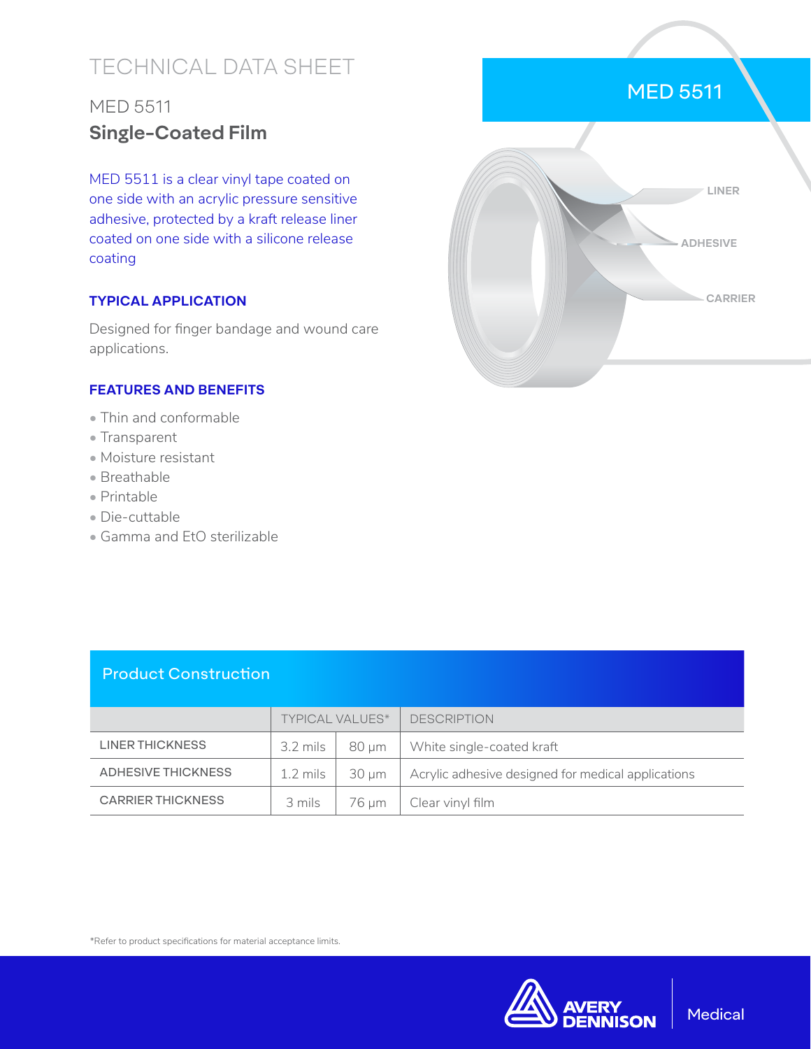# TECHNICAL DATA SHEET

## MED 5511

## **Single-Coated Film**

MED 5511 is a clear vinyl tape coated on one side with an acrylic pressure sensitive adhesive, protected by a kraft release liner coated on one side with a silicone release coating

MED 5511

LINER

ADHESIVE

CARRIER

### TYPICAL APPLICATION

Designed for finger bandage and wound care applications.

### FEATURES AND BENEFITS

- Thin and conformable
- Transparent
- Moisture resistant
- Breathable
- Printable
- Die-cuttable
- Gamma and EtO sterilizable

### Product Construction

| | TYPICAL VALUES* | | DESCRIPTION |
|---|---|---|---|
| LINER THICKNESS | 3.2 mils | 80 µm | White single-coated kraft |
| ADHESIVE THICKNESS | 1.2 mils | 30 µm | Acrylic adhesive designed for medical applications |
| CARRIER THICKNESS | 3 mils | 76 µm | Clear vinyl film |

*Refer to product specifications for material acceptance limits.

AVERY DENNISON Medical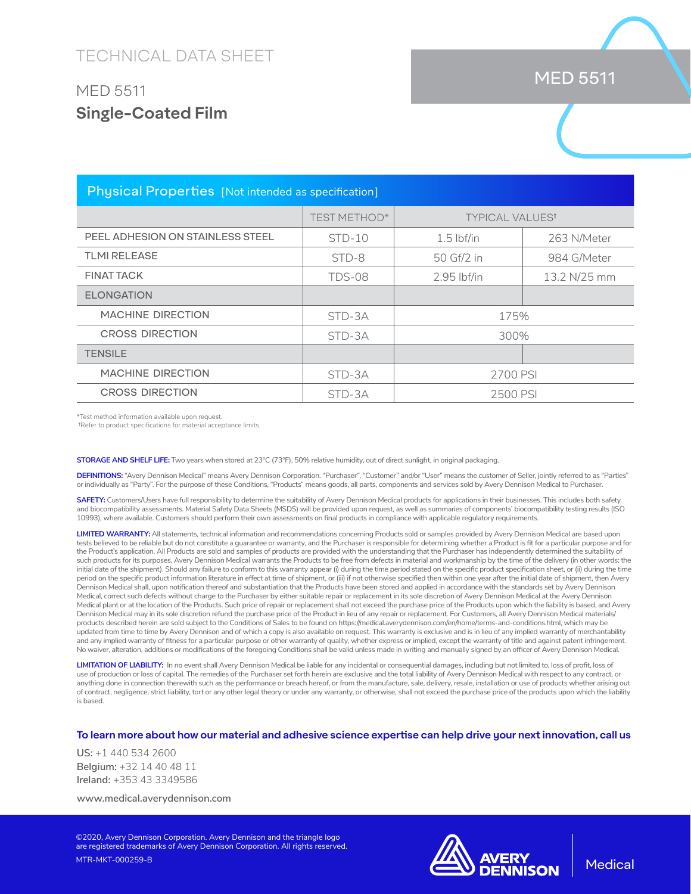# TECHNICAL DATA SHEET

MED 5511

## Single-Coated Film

MED 5511

## Physical Properties [Not intended as specification]

| | TEST METHOD* | TYPICAL VALUES† | |
|---|---|---|---|
| PEEL ADHESION ON STAINLESS STEEL | STD-10 | 1.5 lbf/in | 263 N/Meter |
| TLMI RELEASE | STD-8 | 50 Gf/2 in | 984 G/Meter |
| FINAT TACK | TDS-08 | 2.95 lbf/in | 13.2 N/25 mm |
| ELONGATION | | | |
| MACHINE DIRECTION | STD-3A | 175% | |
| CROSS DIRECTION | STD-3A | 300% | |
| TENSILE | | | |
| MACHINE DIRECTION | STD-3A | 2700 PSI | |
| CROSS DIRECTION | STD-3A | 2500 PSI | |

*Test method information available upon request.
†Refer to product specifications for material acceptance limits.

**STORAGE AND SHELF LIFE:** Two years when stored at 23°C (73°F), 50% relative humidity, out of direct sunlight, in original packaging.

**DEFINITIONS:** "Avery Dennison Medical" means Avery Dennison Corporation. "Purchaser", "Customer" and/or "User" means the customer of Seller, jointly referred to as "Parties" or individually as "Party". For the purpose of these Conditions, "Products" means goods, all parts, components and services sold by Avery Dennison Medical to Purchaser.

**SAFETY:** Customers/Users have full responsibility to determine the suitability of Avery Dennison Medical products for applications in their businesses. This includes both safety and biocompatibility assessments. Material Safety Data Sheets (MSDS) will be provided upon request, as well as summaries of components' biocompatibility testing results (ISO 10993), where available. Customers should perform their own assessments on final products in compliance with applicable regulatory requirements.

**LIMITED WARRANTY:** All statements, technical information and recommendations concerning Products sold or samples provided by Avery Dennison Medical are based upon tests believed to be reliable but do not constitute a guarantee or warranty, and the Purchaser is responsible for determining whether a Product is fit for a particular purpose and for the Product's application. All Products are sold and samples of products are provided with the understanding that the Purchaser has independently determined the suitability of such products for its purposes. Avery Dennison Medical warrants the Products to be free from defects in material and workmanship by the time of the delivery (in other words: the initial date of the shipment). Should any failure to conform to this warranty appear (i) during the time period stated on the specific product specification sheet, or (ii) during the time period on the specific product information literature in effect at time of shipment, or (iii) if not otherwise specified then within one year after the initial date of shipment, then Avery Dennison Medical shall, upon notification thereof and substantiation that the Products have been stored and applied in accordance with the standards set by Avery Dennison Medical, correct such defects without charge to the Purchaser by either suitable repair or replacement in its sole discretion of Avery Dennison Medical at the Avery Dennison Medical plant or at the location of the Products. Such price of repair or replacement shall not exceed the purchase price of the Products upon which the liability is based, and Avery Dennison Medical may in its sole discretion refund the purchase price of the Product in lieu of any repair or replacement. For Customers, all Avery Dennison Medical materials/products described herein are sold subject to the Conditions of Sales to be found on https://medical.averydennison.com/en/home/terms-and-conditions.html, which may be updated from time to time by Avery Dennison and of which a copy is also available on request. This warranty is exclusive and is in lieu of any implied warranty of merchantability and any implied warranty of fitness for a particular purpose or other warranty of quality, whether express or implied, except the warranty of title and against patent infringement. No waiver, alteration, additions or modifications of the foregoing Conditions shall be valid unless made in writing and manually signed by an officer of Avery Dennison Medical.

**LIMITATION OF LIABILITY:** In no event shall Avery Dennison Medical be liable for any incidental or consequential damages, including but not limited to, loss of profit, loss of use of production or loss of capital. The remedies of the Purchaser set forth herein are exclusive and the total liability of Avery Dennison Medical with respect to any contract, or anything done in connection therewith such as the performance or breach hereof, or from the manufacture, sale, delivery, resale, installation or use of products whether arising out of contract, negligence, strict liability, tort or any other legal theory or under any warranty, or otherwise, shall not exceed the purchase price of the products upon which the liability is based.

**To learn more about how our material and adhesive science expertise can help drive your next innovation, call us**

**US:** +1 440 534 2600
**Belgium:** +32 14 40 48 11
**Ireland:** +353 43 3349586

www.medical.averydennison.com

©2020, Avery Dennison Corporation. Avery Dennison and the triangle logo are registered trademarks of Avery Dennison Corporation. All rights reserved.

MTR-MKT-000259-B

AVERY DENNISON | Medical